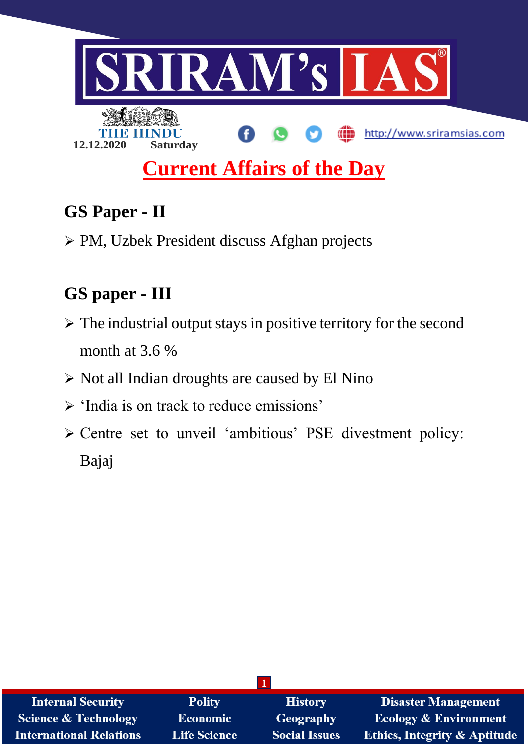THE HINDU

12.12.2020 Saturday

# Current Affairs of the Day

## GS Paper - II

- PM, Uzbek President discuss Afghan projects

## GS paper - III

- The industrial output stays in positive territory for the second month at 3.6 %
- Not all Indian droughts are caused by El Nino
- 'India is on track to reduce emissions'
- Centre set to unveil 'ambitious' PSE divestment policy: Bajaj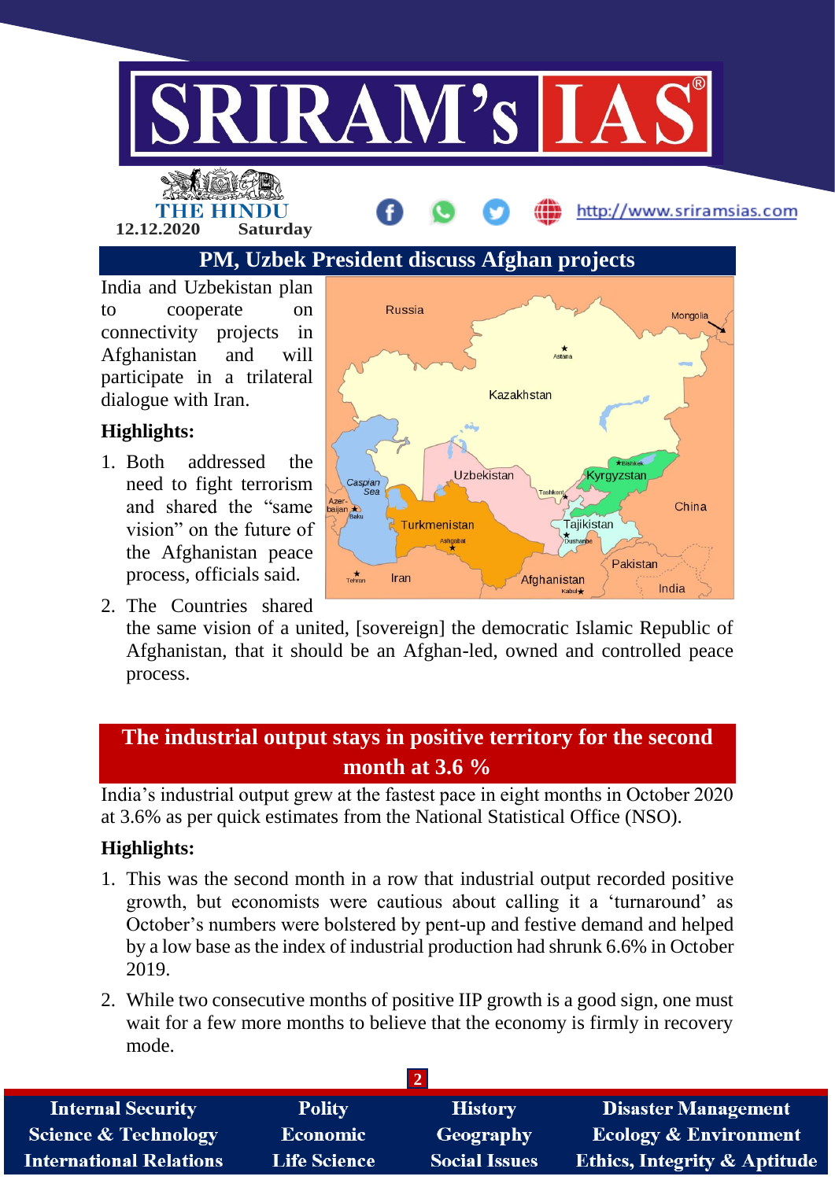## PM, Uzbek President discuss Afghan projects

India and Uzbekistan plan to cooperate on connectivity projects in Afghanistan and will participate in a trilateral dialogue with Iran.

**Highlights:**

1. Both addressed the need to fight terrorism and shared the "same vision" on the future of the Afghanistan peace process, officials said.
2. The Countries shared the same vision of a united, [sovereign] the democratic Islamic Republic of Afghanistan, that it should be an Afghan-led, owned and controlled peace process.

## The industrial output stays in positive territory for the second month at 3.6 %

India's industrial output grew at the fastest pace in eight months in October 2020 at 3.6% as per quick estimates from the National Statistical Office (NSO).

**Highlights:**

1. This was the second month in a row that industrial output recorded positive growth, but economists were cautious about calling it a 'turnaround' as October's numbers were bolstered by pent-up and festive demand and helped by a low base as the index of industrial production had shrunk 6.6% in October 2019.
2. While two consecutive months of positive IIP growth is a good sign, one must wait for a few more months to believe that the economy is firmly in recovery mode.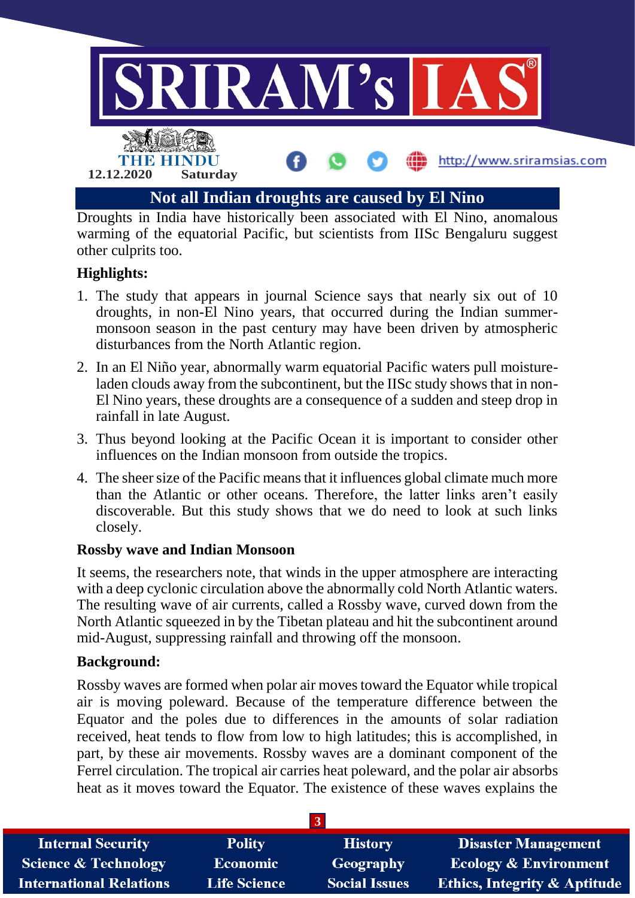# Not all Indian droughts are caused by El Nino

Droughts in India have historically been associated with El Nino, anomalous warming of the equatorial Pacific, but scientists from IISc Bengaluru suggest other culprits too.

**Highlights:**

1. The study that appears in journal Science says that nearly six out of 10 droughts, in non-El Nino years, that occurred during the Indian summer-monsoon season in the past century may have been driven by atmospheric disturbances from the North Atlantic region.
2. In an El Niño year, abnormally warm equatorial Pacific waters pull moisture-laden clouds away from the subcontinent, but the IISc study shows that in non-El Nino years, these droughts are a consequence of a sudden and steep drop in rainfall in late August.
3. Thus beyond looking at the Pacific Ocean it is important to consider other influences on the Indian monsoon from outside the tropics.
4. The sheer size of the Pacific means that it influences global climate much more than the Atlantic or other oceans. Therefore, the latter links aren't easily discoverable. But this study shows that we do need to look at such links closely.

**Rossby wave and Indian Monsoon**

It seems, the researchers note, that winds in the upper atmosphere are interacting with a deep cyclonic circulation above the abnormally cold North Atlantic waters. The resulting wave of air currents, called a Rossby wave, curved down from the North Atlantic squeezed in by the Tibetan plateau and hit the subcontinent around mid-August, suppressing rainfall and throwing off the monsoon.

**Background:**

Rossby waves are formed when polar air moves toward the Equator while tropical air is moving poleward. Because of the temperature difference between the Equator and the poles due to differences in the amounts of solar radiation received, heat tends to flow from low to high latitudes; this is accomplished, in part, by these air movements. Rossby waves are a dominant component of the Ferrel circulation. The tropical air carries heat poleward, and the polar air absorbs heat as it moves toward the Equator. The existence of these waves explains the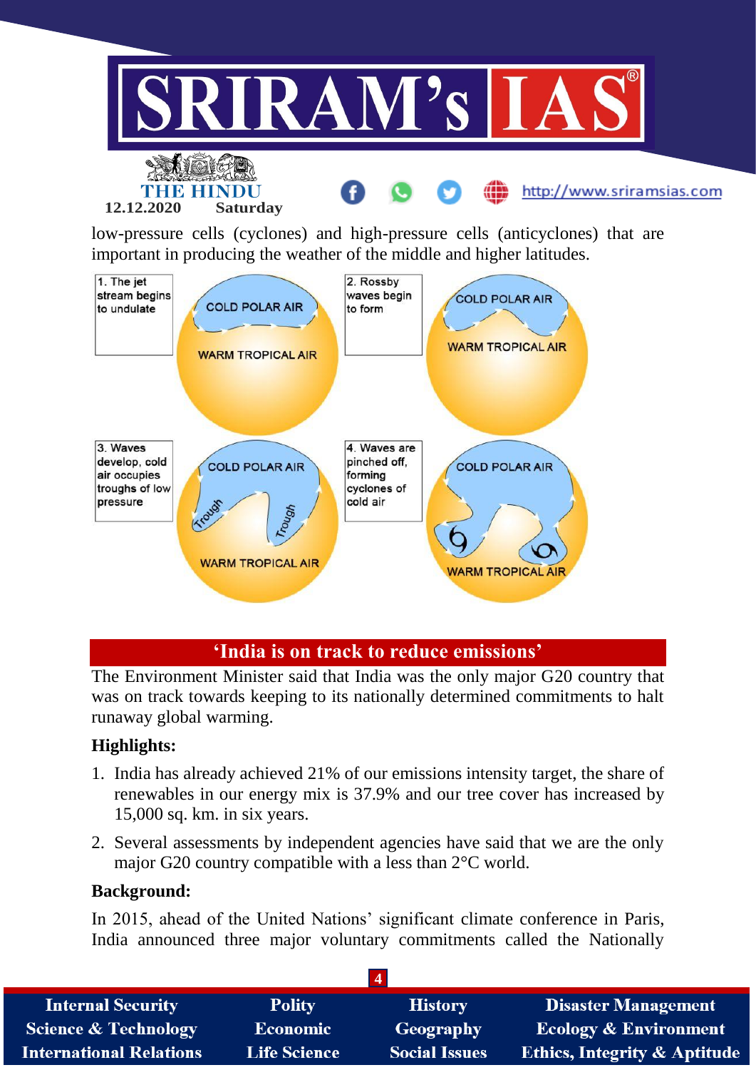low-pressure cells (cyclones) and high-pressure cells (anticyclones) that are important in producing the weather of the middle and higher latitudes.

1. The jet stream begins to undulate

COLD POLAR AIR

WARM TROPICAL AIR

2. Rossby waves begin to form

COLD POLAR AIR

WARM TROPICAL AIR

3. Waves develop, cold air occupies troughs of low pressure

COLD POLAR AIR

Trough

Trough

WARM TROPICAL AIR

4. Waves are pinched off, forming cyclones of cold air

COLD POLAR AIR

WARM TROPICAL AIR

## 'India is on track to reduce emissions'

The Environment Minister said that India was the only major G20 country that was on track towards keeping to its nationally determined commitments to halt runaway global warming.

**Highlights:**

1. India has already achieved 21% of our emissions intensity target, the share of renewables in our energy mix is 37.9% and our tree cover has increased by 15,000 sq. km. in six years.
2. Several assessments by independent agencies have said that we are the only major G20 country compatible with a less than 2°C world.

**Background:**

In 2015, ahead of the United Nations' significant climate conference in Paris, India announced three major voluntary commitments called the Nationally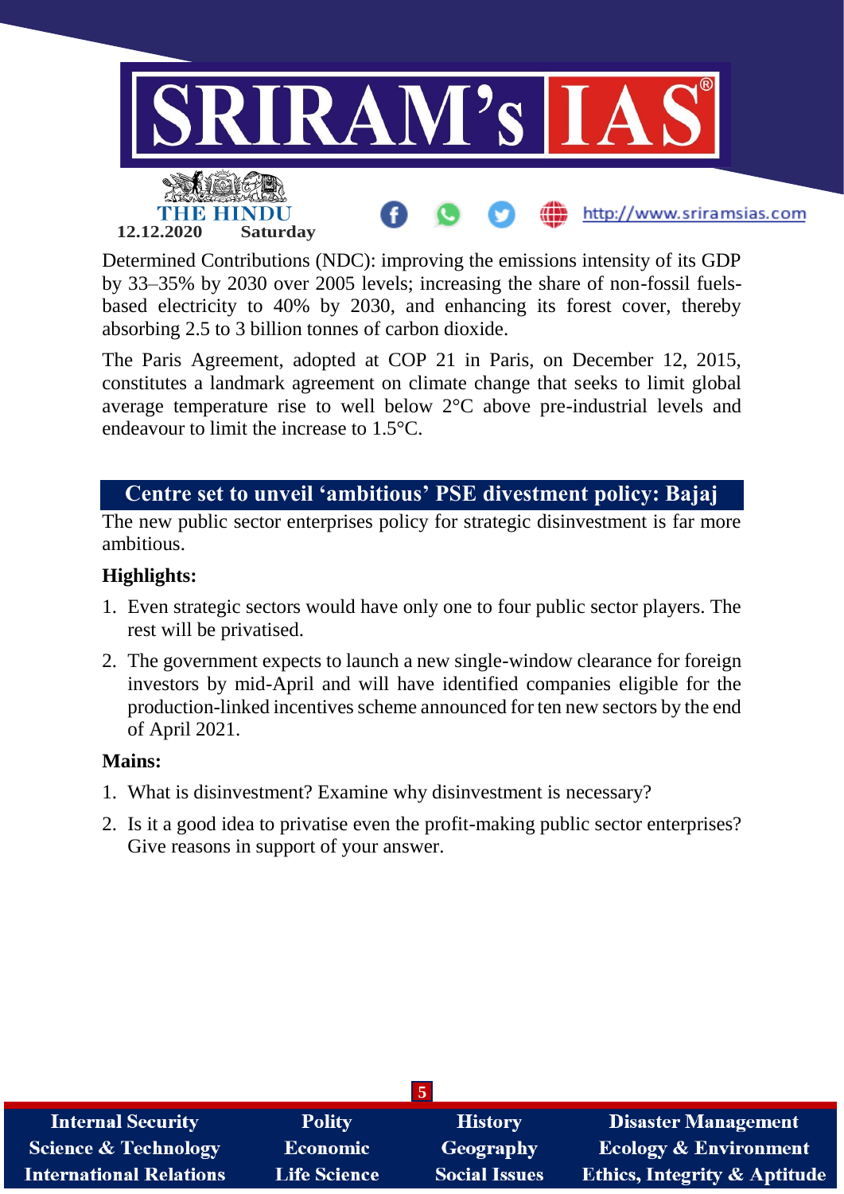Determined Contributions (NDC): improving the emissions intensity of its GDP by 33–35% by 2030 over 2005 levels; increasing the share of non-fossil fuels-based electricity to 40% by 2030, and enhancing its forest cover, thereby absorbing 2.5 to 3 billion tonnes of carbon dioxide.

The Paris Agreement, adopted at COP 21 in Paris, on December 12, 2015, constitutes a landmark agreement on climate change that seeks to limit global average temperature rise to well below 2°C above pre-industrial levels and endeavour to limit the increase to 1.5°C.

## Centre set to unveil 'ambitious' PSE divestment policy: Bajaj

The new public sector enterprises policy for strategic disinvestment is far more ambitious.

**Highlights:**

1. Even strategic sectors would have only one to four public sector players. The rest will be privatised.
2. The government expects to launch a new single-window clearance for foreign investors by mid-April and will have identified companies eligible for the production-linked incentives scheme announced for ten new sectors by the end of April 2021.

**Mains:**

1. What is disinvestment? Examine why disinvestment is necessary?
2. Is it a good idea to privatise even the profit-making public sector enterprises? Give reasons in support of your answer.